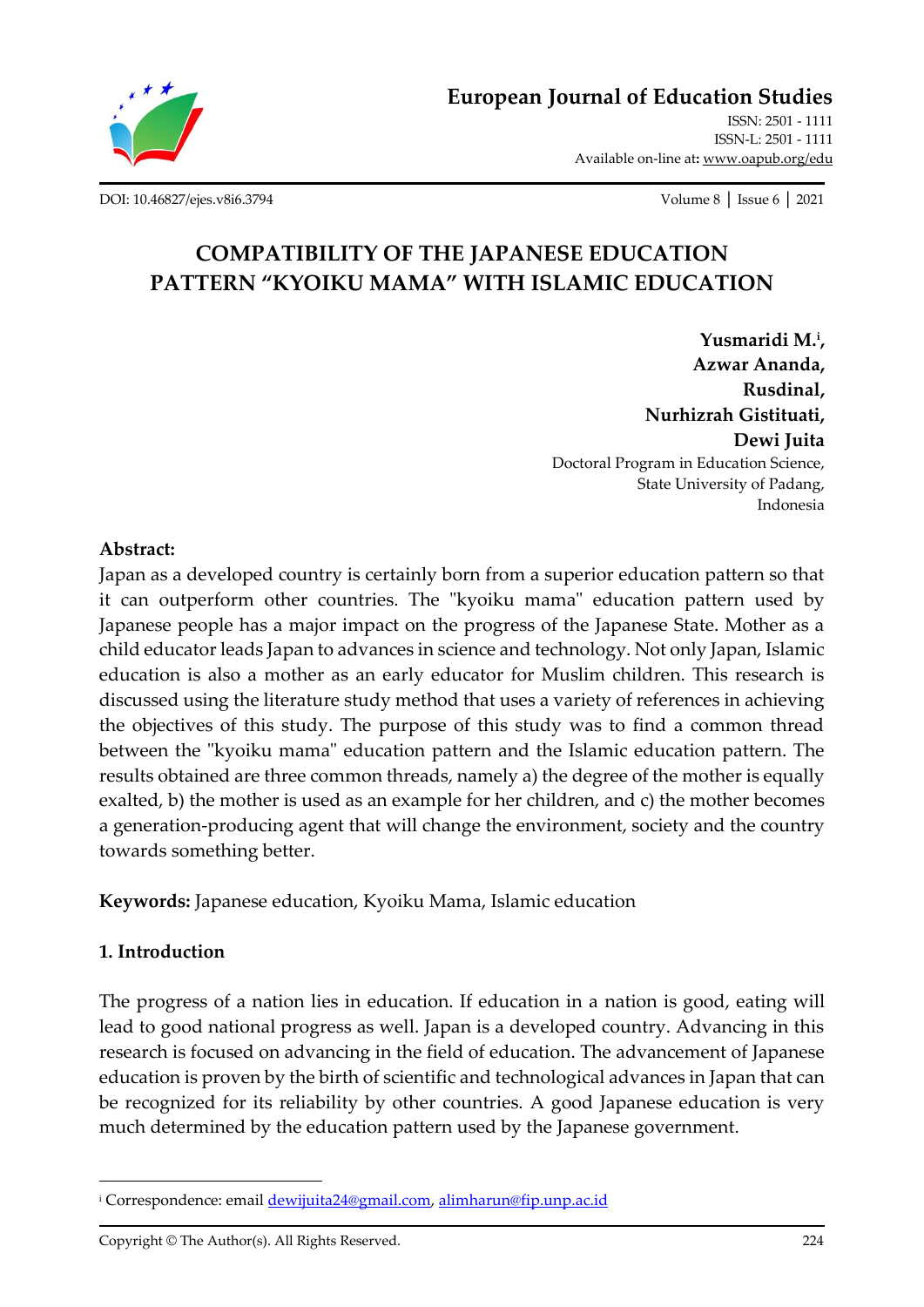European Journal of Education Studies

ISSN: 2501 - 1111
ISSN-L: 2501 - 1111
Available on-line at: www.oapub.org/edu

DOI: 10.46827/ejes.v8i6.3794

Volume 8 | Issue 6 | 2021

# COMPATIBILITY OF THE JAPANESE EDUCATION PATTERN "KYOIKU MAMA" WITH ISLAMIC EDUCATION

**Yusmaridi M.[i], Azwar Ananda, Rusdinal, Nurhizrah Gistituati, Dewi Juita**

Doctoral Program in Education Science,
State University of Padang,
Indonesia

**Abstract:**

Japan as a developed country is certainly born from a superior education pattern so that it can outperform other countries. The "kyoiku mama" education pattern used by Japanese people has a major impact on the progress of the Japanese State. Mother as a child educator leads Japan to advances in science and technology. Not only Japan, Islamic education is also a mother as an early educator for Muslim children. This research is discussed using the literature study method that uses a variety of references in achieving the objectives of this study. The purpose of this study was to find a common thread between the "kyoiku mama" education pattern and the Islamic education pattern. The results obtained are three common threads, namely a) the degree of the mother is equally exalted, b) the mother is used as an example for her children, and c) the mother becomes a generation-producing agent that will change the environment, society and the country towards something better.

**Keywords:** Japanese education, Kyoiku Mama, Islamic education

## 1. Introduction

The progress of a nation lies in education. If education in a nation is good, eating will lead to good national progress as well. Japan is a developed country. Advancing in this research is focused on advancing in the field of education. The advancement of Japanese education is proven by the birth of scientific and technological advances in Japan that can be recognized for its reliability by other countries. A good Japanese education is very much determined by the education pattern used by the Japanese government.

---

[i] Correspondence: email dewijuita24@gmail.com, alimharun@fip.unp.ac.id

Copyright © The Author(s). All Rights Reserved.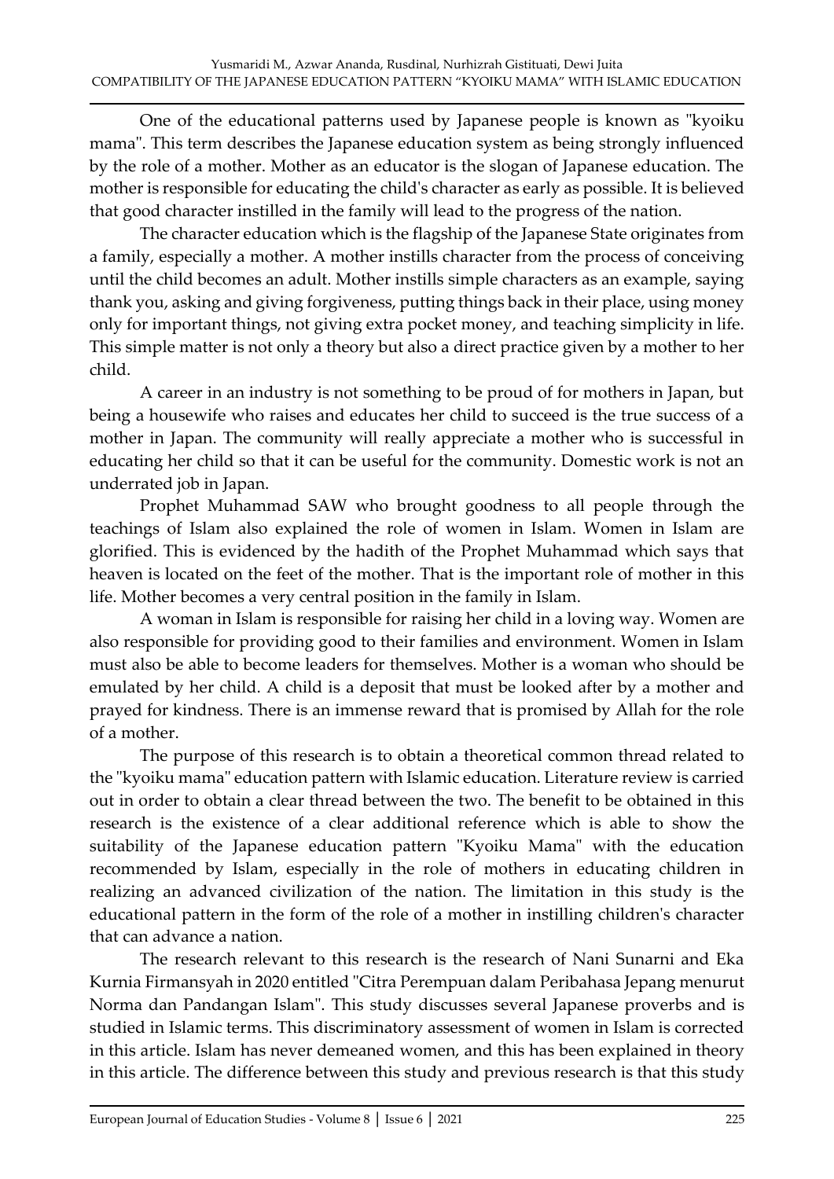One of the educational patterns used by Japanese people is known as "kyoiku mama". This term describes the Japanese education system as being strongly influenced by the role of a mother. Mother as an educator is the slogan of Japanese education. The mother is responsible for educating the child's character as early as possible. It is believed that good character instilled in the family will lead to the progress of the nation.

The character education which is the flagship of the Japanese State originates from a family, especially a mother. A mother instills character from the process of conceiving until the child becomes an adult. Mother instills simple characters as an example, saying thank you, asking and giving forgiveness, putting things back in their place, using money only for important things, not giving extra pocket money, and teaching simplicity in life. This simple matter is not only a theory but also a direct practice given by a mother to her child.

A career in an industry is not something to be proud of for mothers in Japan, but being a housewife who raises and educates her child to succeed is the true success of a mother in Japan. The community will really appreciate a mother who is successful in educating her child so that it can be useful for the community. Domestic work is not an underrated job in Japan.

Prophet Muhammad SAW who brought goodness to all people through the teachings of Islam also explained the role of women in Islam. Women in Islam are glorified. This is evidenced by the hadith of the Prophet Muhammad which says that heaven is located on the feet of the mother. That is the important role of mother in this life. Mother becomes a very central position in the family in Islam.

A woman in Islam is responsible for raising her child in a loving way. Women are also responsible for providing good to their families and environment. Women in Islam must also be able to become leaders for themselves. Mother is a woman who should be emulated by her child. A child is a deposit that must be looked after by a mother and prayed for kindness. There is an immense reward that is promised by Allah for the role of a mother.

The purpose of this research is to obtain a theoretical common thread related to the "kyoiku mama" education pattern with Islamic education. Literature review is carried out in order to obtain a clear thread between the two. The benefit to be obtained in this research is the existence of a clear additional reference which is able to show the suitability of the Japanese education pattern "Kyoiku Mama" with the education recommended by Islam, especially in the role of mothers in educating children in realizing an advanced civilization of the nation. The limitation in this study is the educational pattern in the form of the role of a mother in instilling children's character that can advance a nation.

The research relevant to this research is the research of Nani Sunarni and Eka Kurnia Firmansyah in 2020 entitled "Citra Perempuan dalam Peribahasa Jepang menurut Norma dan Pandangan Islam". This study discusses several Japanese proverbs and is studied in Islamic terms. This discriminatory assessment of women in Islam is corrected in this article. Islam has never demeaned women, and this has been explained in theory in this article. The difference between this study and previous research is that this study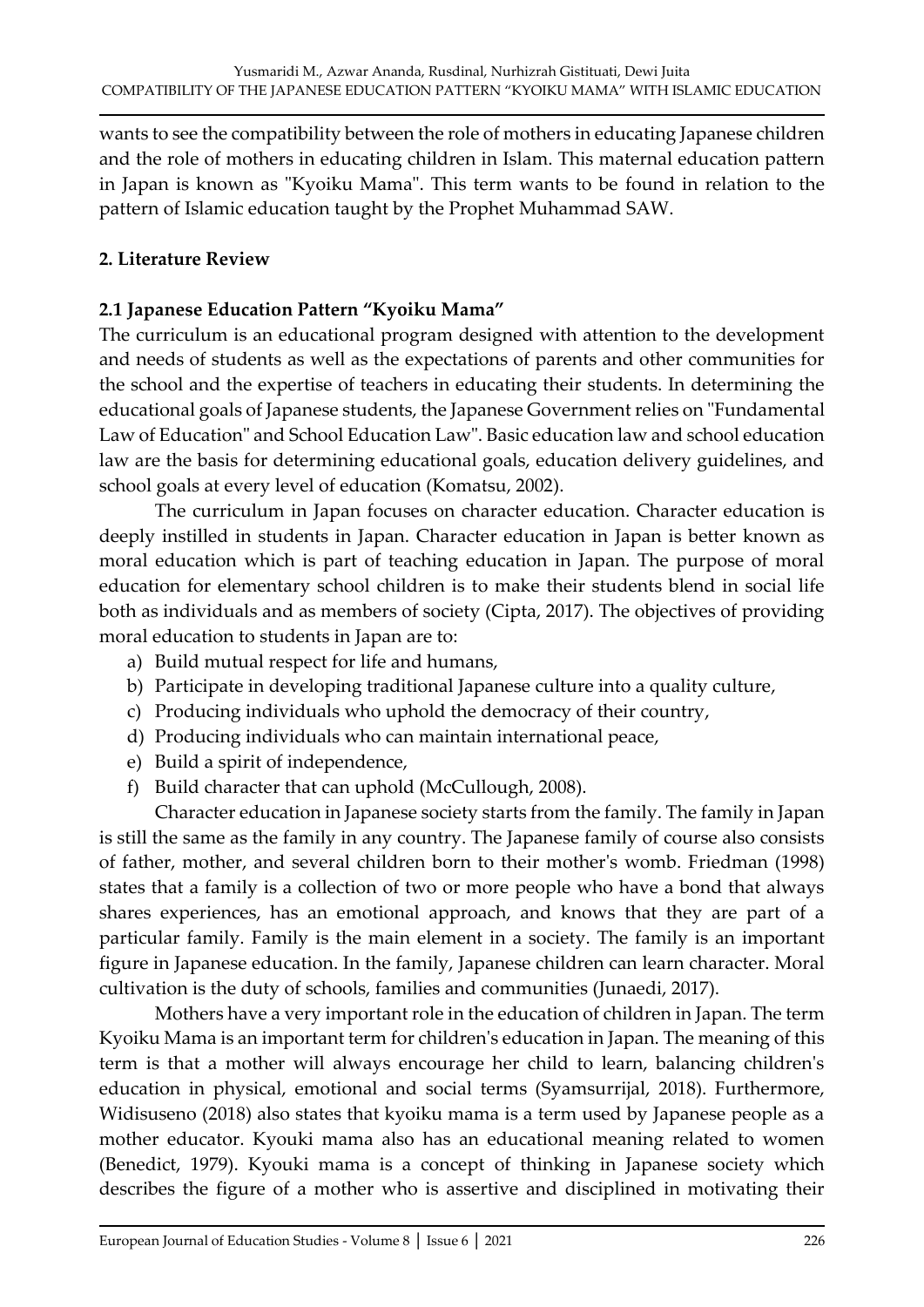wants to see the compatibility between the role of mothers in educating Japanese children and the role of mothers in educating children in Islam. This maternal education pattern in Japan is known as "Kyoiku Mama". This term wants to be found in relation to the pattern of Islamic education taught by the Prophet Muhammad SAW.

## 2. Literature Review

### 2.1 Japanese Education Pattern "Kyoiku Mama"

The curriculum is an educational program designed with attention to the development and needs of students as well as the expectations of parents and other communities for the school and the expertise of teachers in educating their students. In determining the educational goals of Japanese students, the Japanese Government relies on "Fundamental Law of Education" and School Education Law". Basic education law and school education law are the basis for determining educational goals, education delivery guidelines, and school goals at every level of education (Komatsu, 2002).

The curriculum in Japan focuses on character education. Character education is deeply instilled in students in Japan. Character education in Japan is better known as moral education which is part of teaching education in Japan. The purpose of moral education for elementary school children is to make their students blend in social life both as individuals and as members of society (Cipta, 2017). The objectives of providing moral education to students in Japan are to:

a) Build mutual respect for life and humans,
b) Participate in developing traditional Japanese culture into a quality culture,
c) Producing individuals who uphold the democracy of their country,
d) Producing individuals who can maintain international peace,
e) Build a spirit of independence,
f) Build character that can uphold (McCullough, 2008).

Character education in Japanese society starts from the family. The family in Japan is still the same as the family in any country. The Japanese family of course also consists of father, mother, and several children born to their mother's womb. Friedman (1998) states that a family is a collection of two or more people who have a bond that always shares experiences, has an emotional approach, and knows that they are part of a particular family. Family is the main element in a society. The family is an important figure in Japanese education. In the family, Japanese children can learn character. Moral cultivation is the duty of schools, families and communities (Junaedi, 2017).

Mothers have a very important role in the education of children in Japan. The term Kyoiku Mama is an important term for children's education in Japan. The meaning of this term is that a mother will always encourage her child to learn, balancing children's education in physical, emotional and social terms (Syamsurrijal, 2018). Furthermore, Widisuseno (2018) also states that kyoiku mama is a term used by Japanese people as a mother educator. Kyouki mama also has an educational meaning related to women (Benedict, 1979). Kyouki mama is a concept of thinking in Japanese society which describes the figure of a mother who is assertive and disciplined in motivating their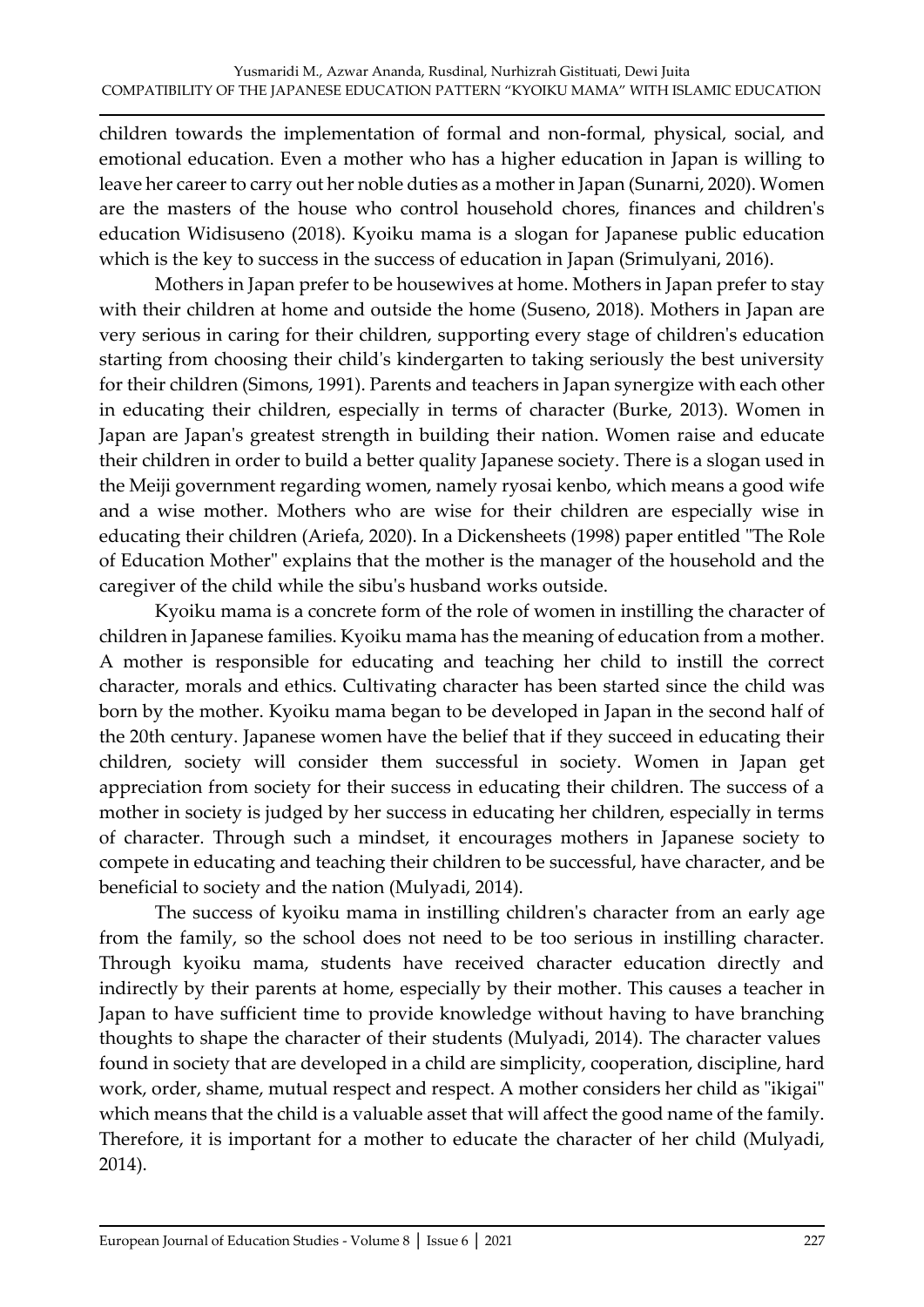children towards the implementation of formal and non-formal, physical, social, and emotional education. Even a mother who has a higher education in Japan is willing to leave her career to carry out her noble duties as a mother in Japan (Sunarni, 2020). Women are the masters of the house who control household chores, finances and children's education Widisuseno (2018). Kyoiku mama is a slogan for Japanese public education which is the key to success in the success of education in Japan (Srimulyani, 2016).

Mothers in Japan prefer to be housewives at home. Mothers in Japan prefer to stay with their children at home and outside the home (Suseno, 2018). Mothers in Japan are very serious in caring for their children, supporting every stage of children's education starting from choosing their child's kindergarten to taking seriously the best university for their children (Simons, 1991). Parents and teachers in Japan synergize with each other in educating their children, especially in terms of character (Burke, 2013). Women in Japan are Japan's greatest strength in building their nation. Women raise and educate their children in order to build a better quality Japanese society. There is a slogan used in the Meiji government regarding women, namely ryosai kenbo, which means a good wife and a wise mother. Mothers who are wise for their children are especially wise in educating their children (Ariefa, 2020). In a Dickensheets (1998) paper entitled "The Role of Education Mother" explains that the mother is the manager of the household and the caregiver of the child while the sibu's husband works outside.

Kyoiku mama is a concrete form of the role of women in instilling the character of children in Japanese families. Kyoiku mama has the meaning of education from a mother. A mother is responsible for educating and teaching her child to instill the correct character, morals and ethics. Cultivating character has been started since the child was born by the mother. Kyoiku mama began to be developed in Japan in the second half of the 20th century. Japanese women have the belief that if they succeed in educating their children, society will consider them successful in society. Women in Japan get appreciation from society for their success in educating their children. The success of a mother in society is judged by her success in educating her children, especially in terms of character. Through such a mindset, it encourages mothers in Japanese society to compete in educating and teaching their children to be successful, have character, and be beneficial to society and the nation (Mulyadi, 2014).

The success of kyoiku mama in instilling children's character from an early age from the family, so the school does not need to be too serious in instilling character. Through kyoiku mama, students have received character education directly and indirectly by their parents at home, especially by their mother. This causes a teacher in Japan to have sufficient time to provide knowledge without having to have branching thoughts to shape the character of their students (Mulyadi, 2014). The character values found in society that are developed in a child are simplicity, cooperation, discipline, hard work, order, shame, mutual respect and respect. A mother considers her child as "ikigai" which means that the child is a valuable asset that will affect the good name of the family. Therefore, it is important for a mother to educate the character of her child (Mulyadi, 2014).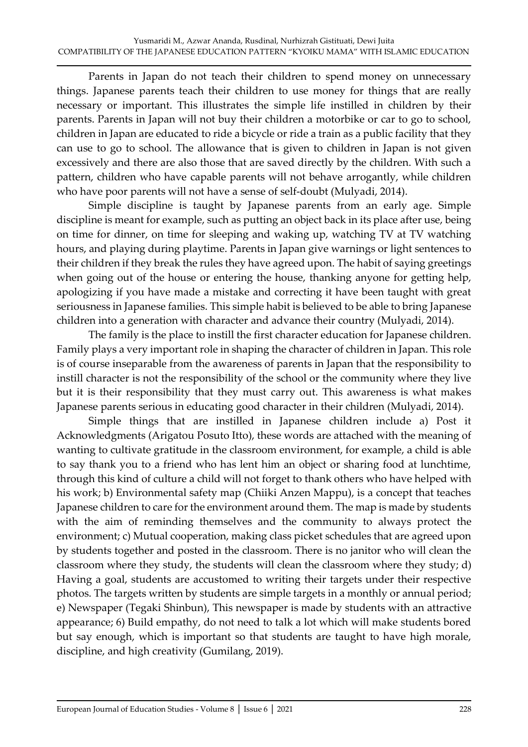Parents in Japan do not teach their children to spend money on unnecessary things. Japanese parents teach their children to use money for things that are really necessary or important. This illustrates the simple life instilled in children by their parents. Parents in Japan will not buy their children a motorbike or car to go to school, children in Japan are educated to ride a bicycle or ride a train as a public facility that they can use to go to school. The allowance that is given to children in Japan is not given excessively and there are also those that are saved directly by the children. With such a pattern, children who have capable parents will not behave arrogantly, while children who have poor parents will not have a sense of self-doubt (Mulyadi, 2014).

Simple discipline is taught by Japanese parents from an early age. Simple discipline is meant for example, such as putting an object back in its place after use, being on time for dinner, on time for sleeping and waking up, watching TV at TV watching hours, and playing during playtime. Parents in Japan give warnings or light sentences to their children if they break the rules they have agreed upon. The habit of saying greetings when going out of the house or entering the house, thanking anyone for getting help, apologizing if you have made a mistake and correcting it have been taught with great seriousness in Japanese families. This simple habit is believed to be able to bring Japanese children into a generation with character and advance their country (Mulyadi, 2014).

The family is the place to instill the first character education for Japanese children. Family plays a very important role in shaping the character of children in Japan. This role is of course inseparable from the awareness of parents in Japan that the responsibility to instill character is not the responsibility of the school or the community where they live but it is their responsibility that they must carry out. This awareness is what makes Japanese parents serious in educating good character in their children (Mulyadi, 2014).

Simple things that are instilled in Japanese children include a) Post it Acknowledgments (Arigatou Posuto Itto), these words are attached with the meaning of wanting to cultivate gratitude in the classroom environment, for example, a child is able to say thank you to a friend who has lent him an object or sharing food at lunchtime, through this kind of culture a child will not forget to thank others who have helped with his work; b) Environmental safety map (Chiiki Anzen Mappu), is a concept that teaches Japanese children to care for the environment around them. The map is made by students with the aim of reminding themselves and the community to always protect the environment; c) Mutual cooperation, making class picket schedules that are agreed upon by students together and posted in the classroom. There is no janitor who will clean the classroom where they study, the students will clean the classroom where they study; d) Having a goal, students are accustomed to writing their targets under their respective photos. The targets written by students are simple targets in a monthly or annual period; e) Newspaper (Tegaki Shinbun), This newspaper is made by students with an attractive appearance; 6) Build empathy, do not need to talk a lot which will make students bored but say enough, which is important so that students are taught to have high morale, discipline, and high creativity (Gumilang, 2019).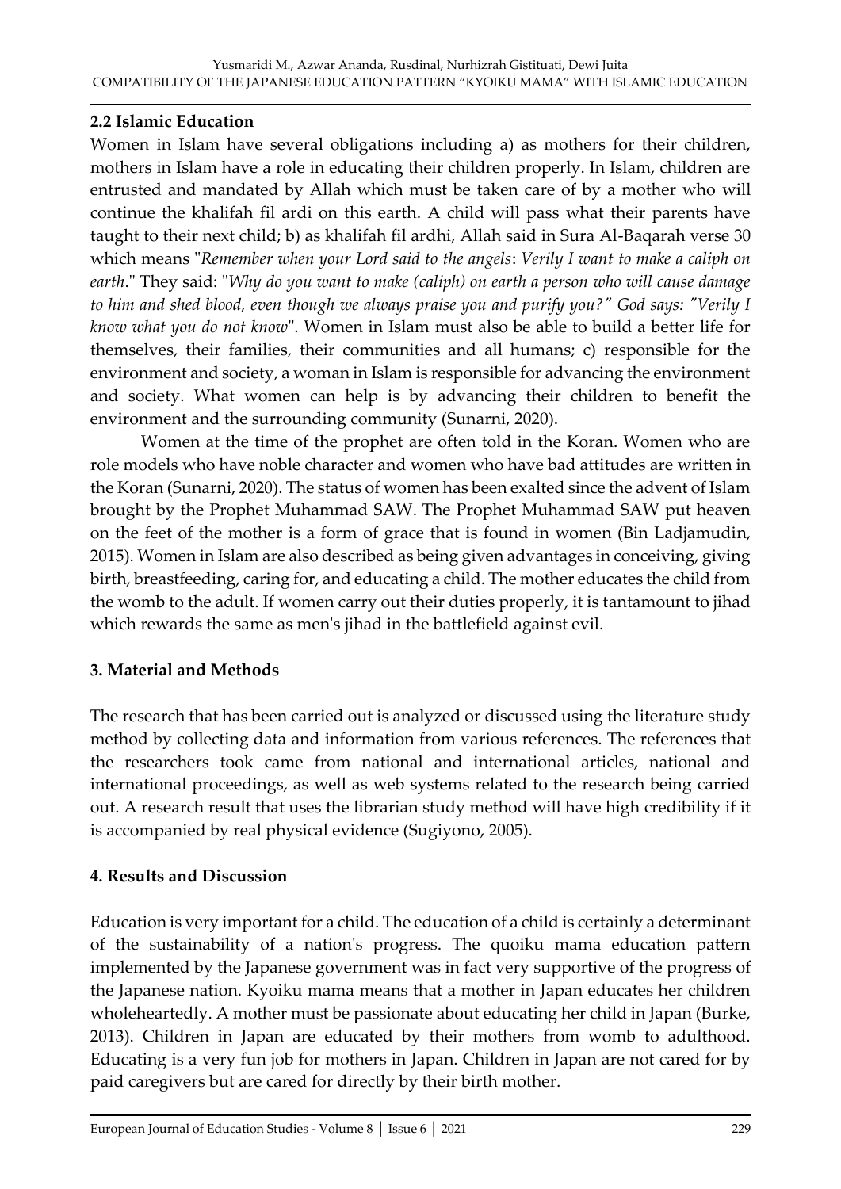### 2.2 Islamic Education

Women in Islam have several obligations including a) as mothers for their children, mothers in Islam have a role in educating their children properly. In Islam, children are entrusted and mandated by Allah which must be taken care of by a mother who will continue the khalifah fil ardi on this earth. A child will pass what their parents have taught to their next child; b) as khalifah fil ardhi, Allah said in Sura Al-Baqarah verse 30 which means "*Remember when your Lord said to the angels*: *Verily I want to make a caliph on earth*." They said: "*Why do you want to make (caliph) on earth a person who will cause damage to him and shed blood, even though we always praise you and purify you?" God says: "Verily I know what you do not know*". Women in Islam must also be able to build a better life for themselves, their families, their communities and all humans; c) responsible for the environment and society, a woman in Islam is responsible for advancing the environment and society. What women can help is by advancing their children to benefit the environment and the surrounding community (Sunarni, 2020).

Women at the time of the prophet are often told in the Koran. Women who are role models who have noble character and women who have bad attitudes are written in the Koran (Sunarni, 2020). The status of women has been exalted since the advent of Islam brought by the Prophet Muhammad SAW. The Prophet Muhammad SAW put heaven on the feet of the mother is a form of grace that is found in women (Bin Ladjamudin, 2015). Women in Islam are also described as being given advantages in conceiving, giving birth, breastfeeding, caring for, and educating a child. The mother educates the child from the womb to the adult. If women carry out their duties properly, it is tantamount to jihad which rewards the same as men's jihad in the battlefield against evil.

## 3. Material and Methods

The research that has been carried out is analyzed or discussed using the literature study method by collecting data and information from various references. The references that the researchers took came from national and international articles, national and international proceedings, as well as web systems related to the research being carried out. A research result that uses the librarian study method will have high credibility if it is accompanied by real physical evidence (Sugiyono, 2005).

## 4. Results and Discussion

Education is very important for a child. The education of a child is certainly a determinant of the sustainability of a nation's progress. The quoiku mama education pattern implemented by the Japanese government was in fact very supportive of the progress of the Japanese nation. Kyoiku mama means that a mother in Japan educates her children wholeheartedly. A mother must be passionate about educating her child in Japan (Burke, 2013). Children in Japan are educated by their mothers from womb to adulthood. Educating is a very fun job for mothers in Japan. Children in Japan are not cared for by paid caregivers but are cared for directly by their birth mother.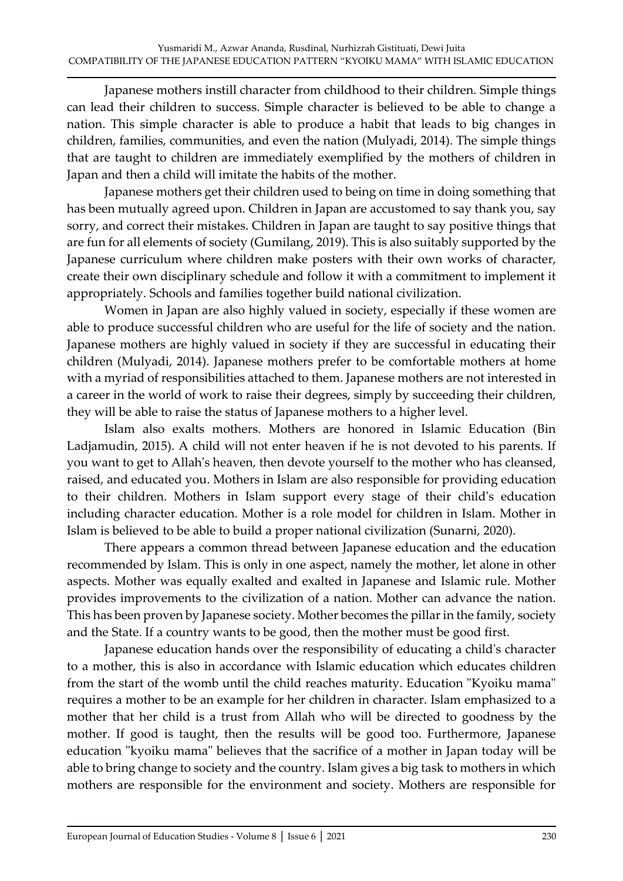Japanese mothers instill character from childhood to their children. Simple things can lead their children to success. Simple character is believed to be able to change a nation. This simple character is able to produce a habit that leads to big changes in children, families, communities, and even the nation (Mulyadi, 2014). The simple things that are taught to children are immediately exemplified by the mothers of children in Japan and then a child will imitate the habits of the mother.

Japanese mothers get their children used to being on time in doing something that has been mutually agreed upon. Children in Japan are accustomed to say thank you, say sorry, and correct their mistakes. Children in Japan are taught to say positive things that are fun for all elements of society (Gumilang, 2019). This is also suitably supported by the Japanese curriculum where children make posters with their own works of character, create their own disciplinary schedule and follow it with a commitment to implement it appropriately. Schools and families together build national civilization.

Women in Japan are also highly valued in society, especially if these women are able to produce successful children who are useful for the life of society and the nation. Japanese mothers are highly valued in society if they are successful in educating their children (Mulyadi, 2014). Japanese mothers prefer to be comfortable mothers at home with a myriad of responsibilities attached to them. Japanese mothers are not interested in a career in the world of work to raise their degrees, simply by succeeding their children, they will be able to raise the status of Japanese mothers to a higher level.

Islam also exalts mothers. Mothers are honored in Islamic Education (Bin Ladjamudin, 2015). A child will not enter heaven if he is not devoted to his parents. If you want to get to Allah's heaven, then devote yourself to the mother who has cleansed, raised, and educated you. Mothers in Islam are also responsible for providing education to their children. Mothers in Islam support every stage of their child's education including character education. Mother is a role model for children in Islam. Mother in Islam is believed to be able to build a proper national civilization (Sunarni, 2020).

There appears a common thread between Japanese education and the education recommended by Islam. This is only in one aspect, namely the mother, let alone in other aspects. Mother was equally exalted and exalted in Japanese and Islamic rule. Mother provides improvements to the civilization of a nation. Mother can advance the nation. This has been proven by Japanese society. Mother becomes the pillar in the family, society and the State. If a country wants to be good, then the mother must be good first.

Japanese education hands over the responsibility of educating a child's character to a mother, this is also in accordance with Islamic education which educates children from the start of the womb until the child reaches maturity. Education "Kyoiku mama" requires a mother to be an example for her children in character. Islam emphasized to a mother that her child is a trust from Allah who will be directed to goodness by the mother. If good is taught, then the results will be good too. Furthermore, Japanese education "kyoiku mama" believes that the sacrifice of a mother in Japan today will be able to bring change to society and the country. Islam gives a big task to mothers in which mothers are responsible for the environment and society. Mothers are responsible for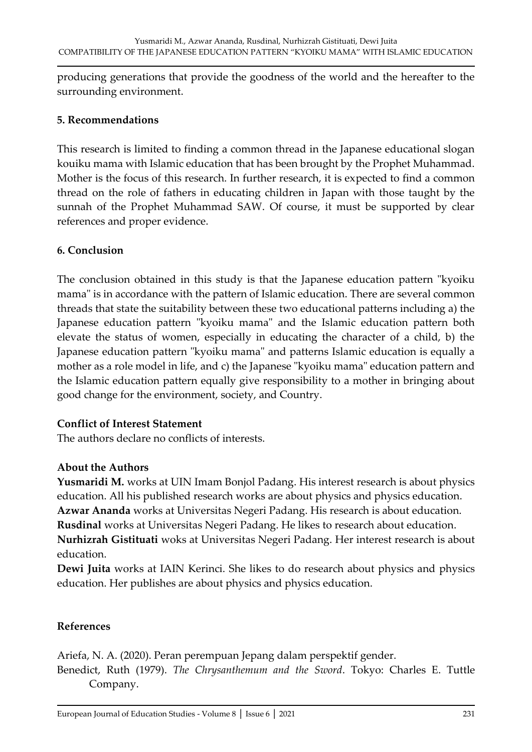producing generations that provide the goodness of the world and the hereafter to the surrounding environment.

## 5. Recommendations

This research is limited to finding a common thread in the Japanese educational slogan kouiku mama with Islamic education that has been brought by the Prophet Muhammad. Mother is the focus of this research. In further research, it is expected to find a common thread on the role of fathers in educating children in Japan with those taught by the sunnah of the Prophet Muhammad SAW. Of course, it must be supported by clear references and proper evidence.

## 6. Conclusion

The conclusion obtained in this study is that the Japanese education pattern "kyoiku mama" is in accordance with the pattern of Islamic education. There are several common threads that state the suitability between these two educational patterns including a) the Japanese education pattern "kyoiku mama" and the Islamic education pattern both elevate the status of women, especially in educating the character of a child, b) the Japanese education pattern "kyoiku mama" and patterns Islamic education is equally a mother as a role model in life, and c) the Japanese "kyoiku mama" education pattern and the Islamic education pattern equally give responsibility to a mother in bringing about good change for the environment, society, and Country.

**Conflict of Interest Statement**

The authors declare no conflicts of interests.

**About the Authors**

**Yusmaridi M.** works at UIN Imam Bonjol Padang. His interest research is about physics education. All his published research works are about physics and physics education.
**Azwar Ananda** works at Universitas Negeri Padang. His research is about education.
**Rusdinal** works at Universitas Negeri Padang. He likes to research about education.
**Nurhizrah Gistituati** woks at Universitas Negeri Padang. Her interest research is about education.
**Dewi Juita** works at IAIN Kerinci. She likes to do research about physics and physics education. Her publishes are about physics and physics education.

## References

Ariefa, N. A. (2020). Peran perempuan Jepang dalam perspektif gender.

Benedict, Ruth (1979). *The Chrysanthemum and the Sword*. Tokyo: Charles E. Tuttle Company.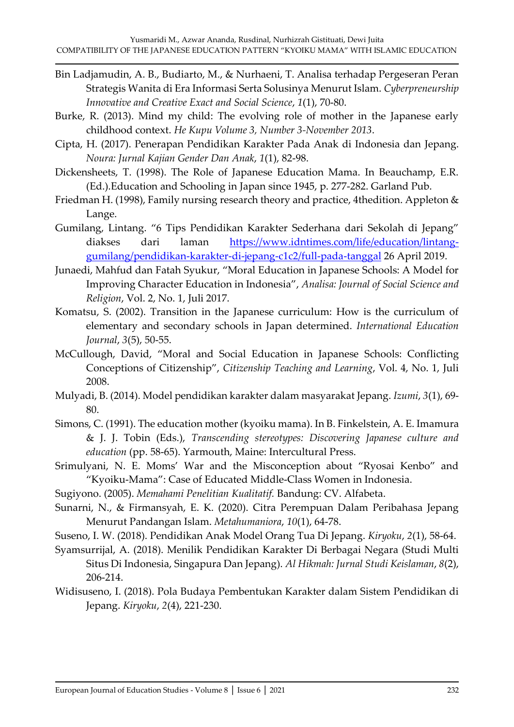Bin Ladjamudin, A. B., Budiarto, M., & Nurhaeni, T. Analisa terhadap Pergeseran Peran Strategis Wanita di Era Informasi Serta Solusinya Menurut Islam. *Cyberpreneurship Innovative and Creative Exact and Social Science*, *1*(1), 70-80.

Burke, R. (2013). Mind my child: The evolving role of mother in the Japanese early childhood context. *He Kupu Volume 3, Number 3-November 2013*.

Cipta, H. (2017). Penerapan Pendidikan Karakter Pada Anak di Indonesia dan Jepang. *Noura: Jurnal Kajian Gender Dan Anak*, *1*(1), 82-98.

Dickensheets, T. (1998). The Role of Japanese Education Mama. In Beauchamp, E.R. (Ed.).Education and Schooling in Japan since 1945, p. 277-282. Garland Pub.

Friedman H. (1998), Family nursing research theory and practice, 4thedition. Appleton & Lange.

Gumilang, Lintang. "6 Tips Pendidikan Karakter Sederhana dari Sekolah di Jepang" diakses dari laman https://www.idntimes.com/life/education/lintang-gumilang/pendidikan-karakter-di-jepang-c1c2/full-pada-tanggal 26 April 2019.

Junaedi, Mahfud dan Fatah Syukur, "Moral Education in Japanese Schools: A Model for Improving Character Education in Indonesia", *Analisa: Journal of Social Science and Religion*, Vol. 2, No. 1, Juli 2017.

Komatsu, S. (2002). Transition in the Japanese curriculum: How is the curriculum of elementary and secondary schools in Japan determined. *International Education Journal*, *3*(5), 50-55.

McCullough, David, "Moral and Social Education in Japanese Schools: Conflicting Conceptions of Citizenship", *Citizenship Teaching and Learning*, Vol. 4, No. 1, Juli 2008.

Mulyadi, B. (2014). Model pendidikan karakter dalam masyarakat Jepang. *Izumi*, *3*(1), 69-80.

Simons, C. (1991). The education mother (kyoiku mama). In B. Finkelstein, A. E. Imamura & J. J. Tobin (Eds.), *Transcending stereotypes: Discovering Japanese culture and education* (pp. 58-65). Yarmouth, Maine: Intercultural Press.

Srimulyani, N. E. Moms' War and the Misconception about "Ryosai Kenbo" and "Kyoiku-Mama": Case of Educated Middle-Class Women in Indonesia.

Sugiyono. (2005). *Memahami Penelitian Kualitatif.* Bandung: CV. Alfabeta.

Sunarni, N., & Firmansyah, E. K. (2020). Citra Perempuan Dalam Peribahasa Jepang Menurut Pandangan Islam. *Metahumaniora*, *10*(1), 64-78.

Suseno, I. W. (2018). Pendidikan Anak Model Orang Tua Di Jepang. *Kiryoku*, *2*(1), 58-64.

Syamsurrijal, A. (2018). Menilik Pendidikan Karakter Di Berbagai Negara (Studi Multi Situs Di Indonesia, Singapura Dan Jepang). *Al Hikmah: Jurnal Studi Keislaman*, *8*(2), 206-214.

Widisuseno, I. (2018). Pola Budaya Pembentukan Karakter dalam Sistem Pendidikan di Jepang. *Kiryoku*, *2*(4), 221-230.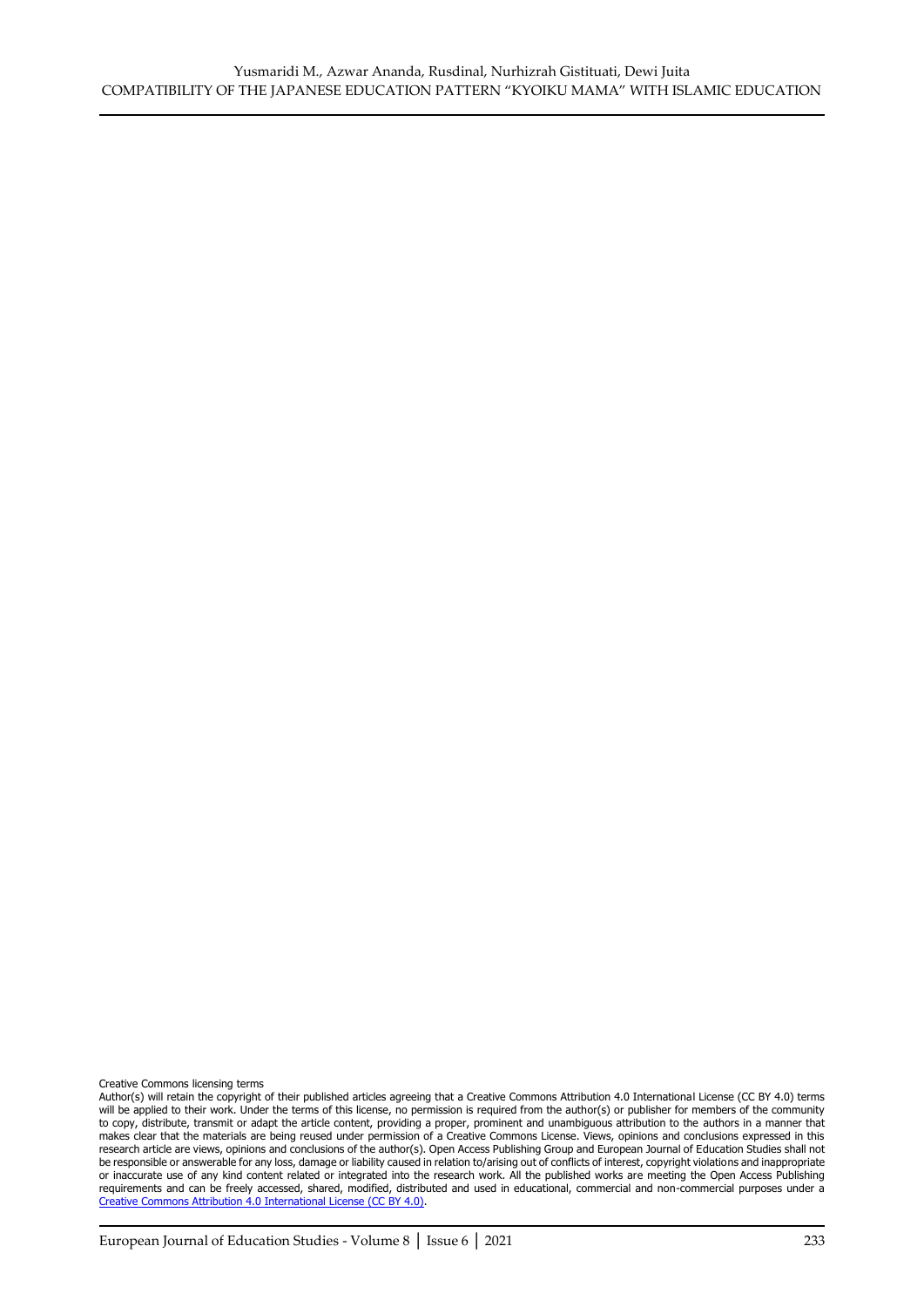Creative Commons licensing terms

Author(s) will retain the copyright of their published articles agreeing that a Creative Commons Attribution 4.0 International License (CC BY 4.0) terms will be applied to their work. Under the terms of this license, no permission is required from the author(s) or publisher for members of the community to copy, distribute, transmit or adapt the article content, providing a proper, prominent and unambiguous attribution to the authors in a manner that makes clear that the materials are being reused under permission of a Creative Commons License. Views, opinions and conclusions expressed in this research article are views, opinions and conclusions of the author(s). Open Access Publishing Group and European Journal of Education Studies shall not be responsible or answerable for any loss, damage or liability caused in relation to/arising out of conflicts of interest, copyright violations and inappropriate or inaccurate use of any kind content related or integrated into the research work. All the published works are meeting the Open Access Publishing requirements and can be freely accessed, shared, modified, distributed and used in educational, commercial and non-commercial purposes under a [Creative Commons Attribution 4.0 International License (CC BY 4.0)](https://creativecommons.org/licenses/by/4.0/).